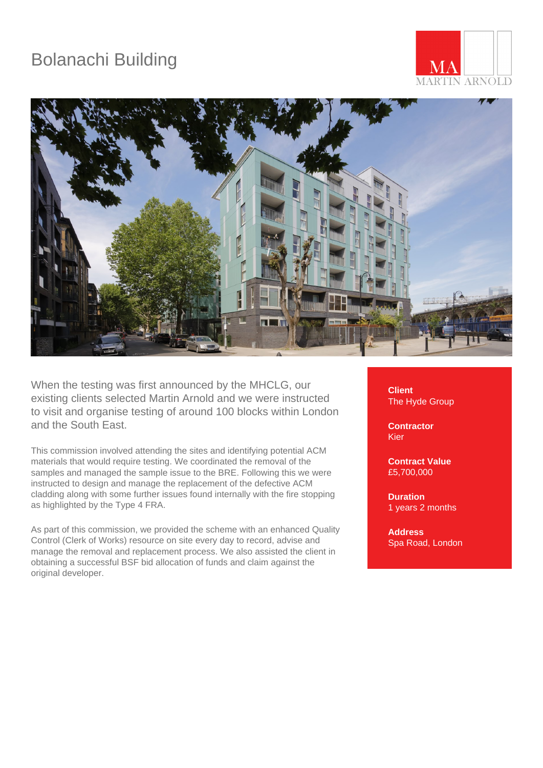# Bolanachi Building

When the testing was first announced by the MHCLG, our existing clients selected Martin Arnold and we were instructed to visit and organise testing of around 100 blocks within London and the South East.

This commission involved attending the sites and identifying potential ACM materials that would require testing. We coordinated the removal of the samples and managed the sample issue to the BRE. Following this we were instructed to design and manage the replacement of the defective ACM cladding along with some further issues found internally with the fire stopping as highlighted by the Type 4 FRA.

As part of this commission, we provided the scheme with an enhanced Quality Control (Clerk of Works) resource on site every day to record, advise and manage the removal and replacement process. We also assisted the client in obtaining a successful BSF bid allocation of funds and claim against the original developer.

**Client**
The Hyde Group

**Contractor**
Kier

**Contract Value**
£5,700,000

**Duration**
1 years 2 months

**Address**
Spa Road, London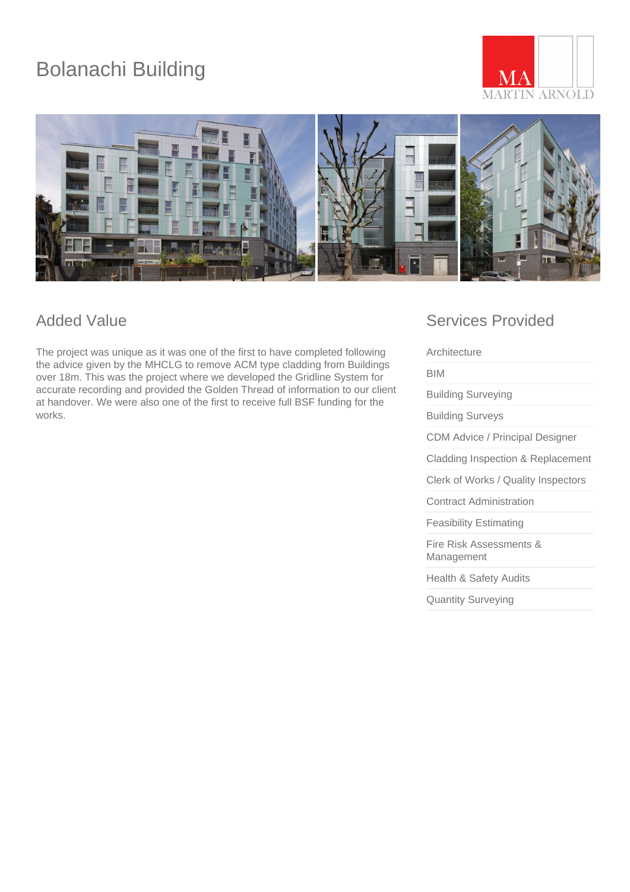# Bolanachi Building

## Added Value

The project was unique as it was one of the first to have completed following the advice given by the MHCLG to remove ACM type cladding from Buildings over 18m. This was the project where we developed the Gridline System for accurate recording and provided the Golden Thread of information to our client at handover. We were also one of the first to receive full BSF funding for the works.

## Services Provided

- Architecture
- BIM
- Building Surveying
- Building Surveys
- CDM Advice / Principal Designer
- Cladding Inspection & Replacement
- Clerk of Works / Quality Inspectors
- Contract Administration
- Feasibility Estimating
- Fire Risk Assessments & Management
- Health & Safety Audits
- Quantity Surveying